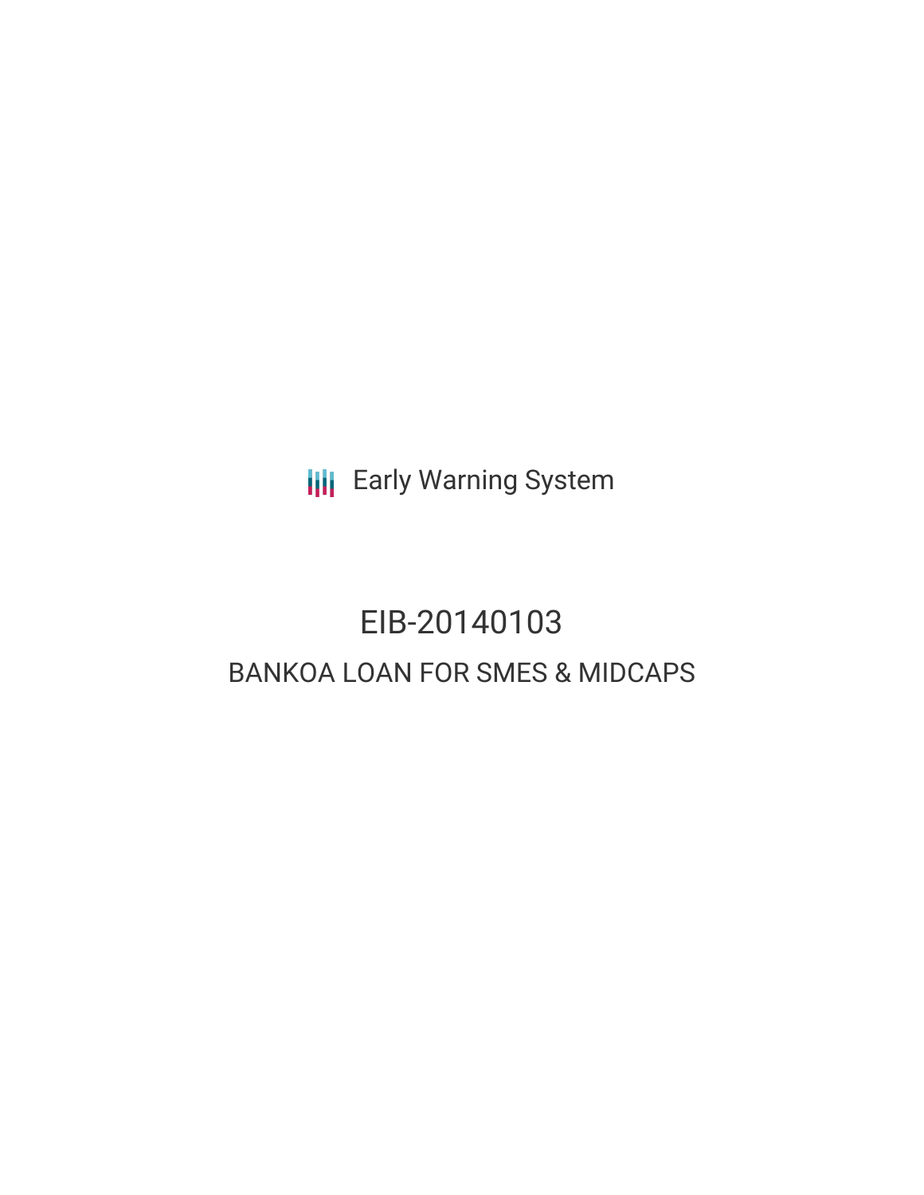Early Warning System

# EIB-20140103

## BANKOA LOAN FOR SMES & MIDCAPS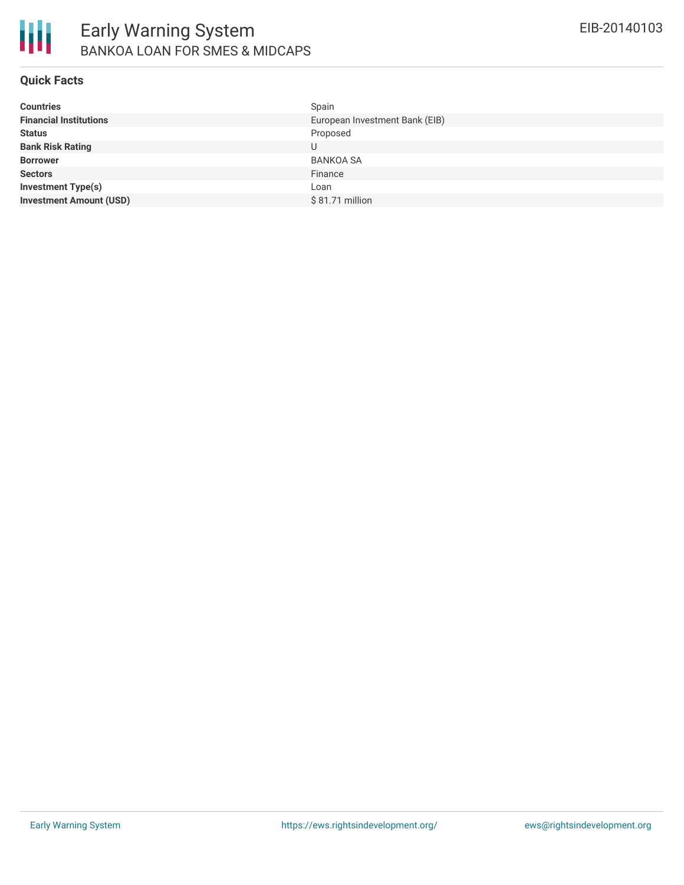# Early Warning System

## BANKOA LOAN FOR SMES & MIDCAPS

EIB-20140103

### Quick Facts

| | |
|---|---|
| **Countries** | Spain |
| **Financial Institutions** | European Investment Bank (EIB) |
| **Status** | Proposed |
| **Bank Risk Rating** | U |
| **Borrower** | BANKOA SA |
| **Sectors** | Finance |
| **Investment Type(s)** | Loan |
| **Investment Amount (USD)** | $ 81.71 million |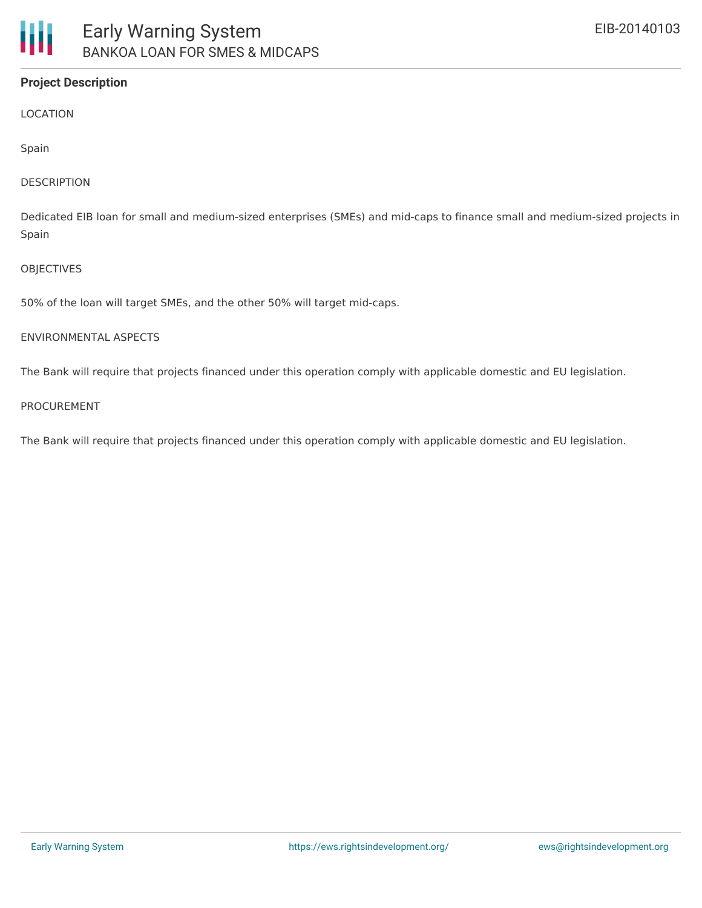## Project Description

LOCATION

Spain

DESCRIPTION

Dedicated EIB loan for small and medium-sized enterprises (SMEs) and mid-caps to finance small and medium-sized projects in Spain

OBJECTIVES

50% of the loan will target SMEs, and the other 50% will target mid-caps.

ENVIRONMENTAL ASPECTS

The Bank will require that projects financed under this operation comply with applicable domestic and EU legislation.

PROCUREMENT

The Bank will require that projects financed under this operation comply with applicable domestic and EU legislation.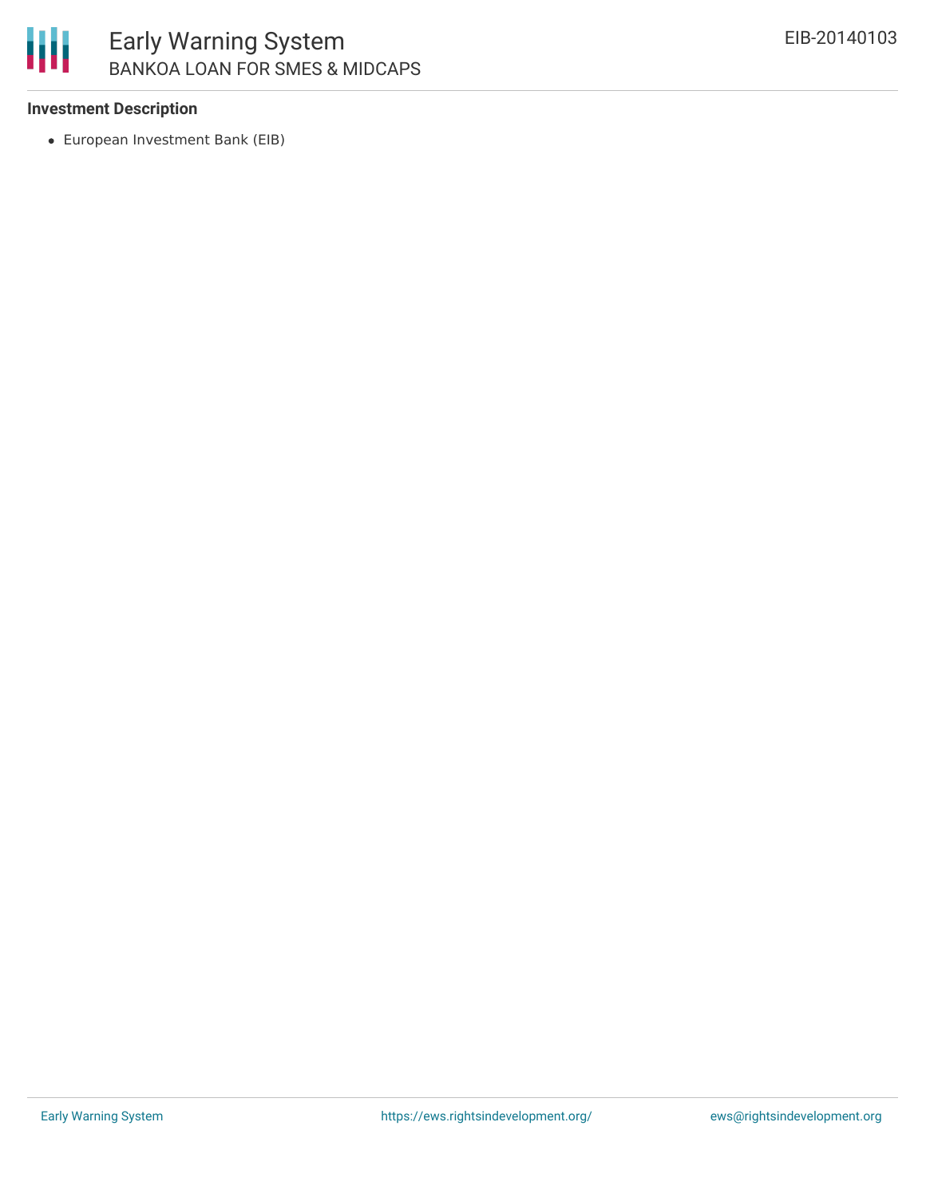### Investment Description

- European Investment Bank (EIB)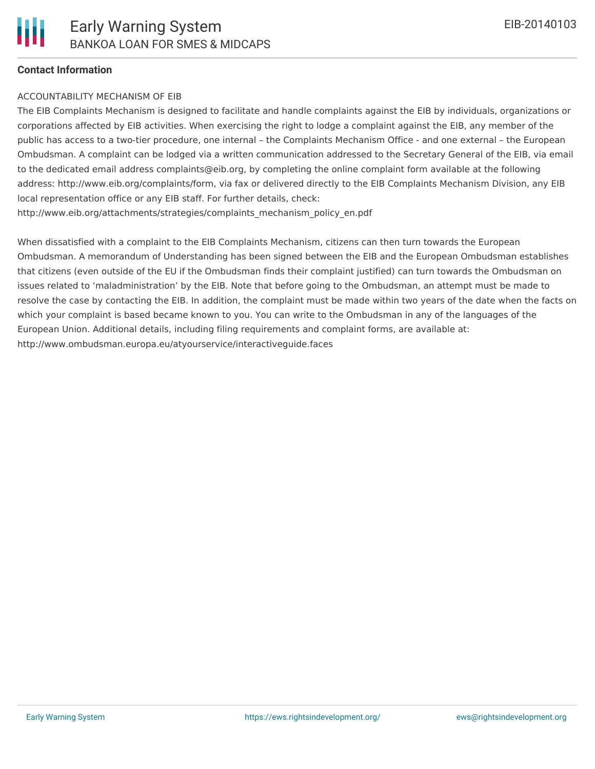**Contact Information**

ACCOUNTABILITY MECHANISM OF EIB

The EIB Complaints Mechanism is designed to facilitate and handle complaints against the EIB by individuals, organizations or corporations affected by EIB activities. When exercising the right to lodge a complaint against the EIB, any member of the public has access to a two-tier procedure, one internal – the Complaints Mechanism Office - and one external – the European Ombudsman. A complaint can be lodged via a written communication addressed to the Secretary General of the EIB, via email to the dedicated email address complaints@eib.org, by completing the online complaint form available at the following address: http://www.eib.org/complaints/form, via fax or delivered directly to the EIB Complaints Mechanism Division, any EIB local representation office or any EIB staff. For further details, check: http://www.eib.org/attachments/strategies/complaints_mechanism_policy_en.pdf

When dissatisfied with a complaint to the EIB Complaints Mechanism, citizens can then turn towards the European Ombudsman. A memorandum of Understanding has been signed between the EIB and the European Ombudsman establishes that citizens (even outside of the EU if the Ombudsman finds their complaint justified) can turn towards the Ombudsman on issues related to 'maladministration' by the EIB. Note that before going to the Ombudsman, an attempt must be made to resolve the case by contacting the EIB. In addition, the complaint must be made within two years of the date when the facts on which your complaint is based became known to you. You can write to the Ombudsman in any of the languages of the European Union. Additional details, including filing requirements and complaint forms, are available at: http://www.ombudsman.europa.eu/atyourservice/interactiveguide.faces